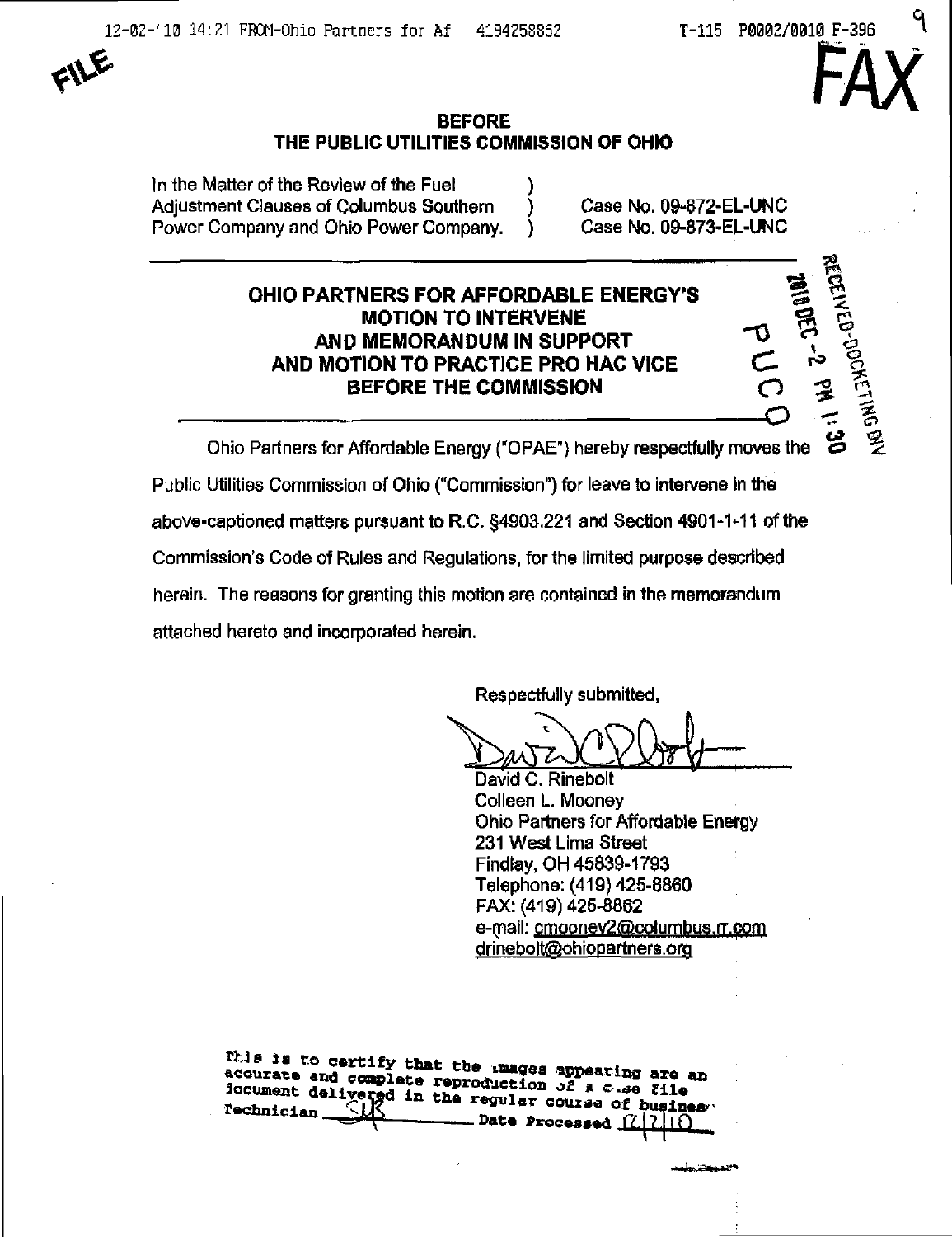## BEFORE
## THE PUBLIC UTILITIES COMMISSION OF OHIO

| | | |
|---|---|---|
| In the Matter of the Review of the Fuel Adjustment Clauses of Columbus Southern Power Company and Ohio Power Company. | ) ) ) | Case No. 09-872-EL-UNC Case No. 09-873-EL-UNC |

---

## OHIO PARTNERS FOR AFFORDABLE ENERGY'S MOTION TO INTERVENE AND MEMORANDUM IN SUPPORT AND MOTION TO PRACTICE PRO HAC VICE BEFORE THE COMMISSION

---

Ohio Partners for Affordable Energy ("OPAE") hereby respectfully moves the Public Utilities Commission of Ohio ("Commission") for leave to intervene in the above-captioned matters pursuant to R.C. §4903.221 and Section 4901-1-11 of the Commission's Code of Rules and Regulations, for the limited purpose described herein. The reasons for granting this motion are contained in the memorandum attached hereto and incorporated herein.

Respectfully submitted,

David C. Rinebolt
Colleen L. Mooney
Ohio Partners for Affordable Energy
231 West Lima Street
Findlay, OH 45839-1793
Telephone: (419) 425-8860
FAX: (419) 425-8862
e-mail: cmooney2@columbus.rr.com
drinebolt@ohiopartners.org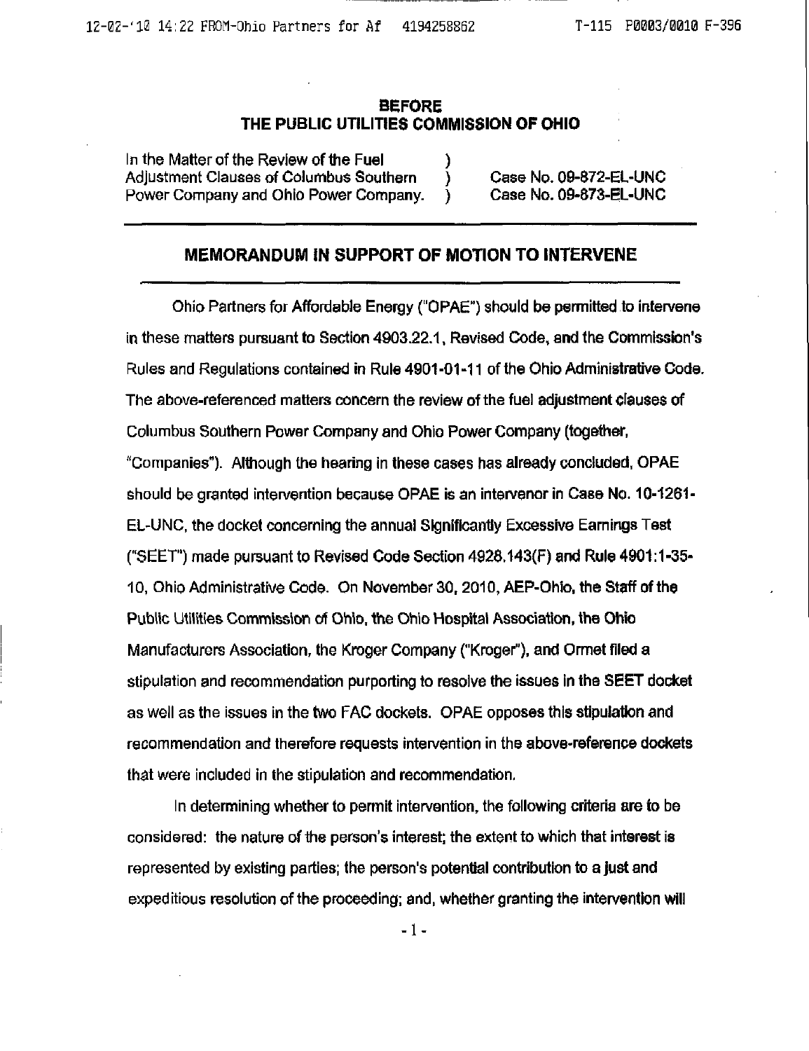**BEFORE**
**THE PUBLIC UTILITIES COMMISSION OF OHIO**

| | | |
|---|---|---|
| In the Matter of the Review of the Fuel Adjustment Clauses of Columbus Southern Power Company and Ohio Power Company. | ) ) ) | Case No. 09-872-EL-UNC Case No. 09-873-EL-UNC |

## MEMORANDUM IN SUPPORT OF MOTION TO INTERVENE

Ohio Partners for Affordable Energy ("OPAE") should be permitted to intervene in these matters pursuant to Section 4903.22.1, Revised Code, and the Commission's Rules and Regulations contained in Rule 4901-01-11 of the Ohio Administrative Code. The above-referenced matters concern the review of the fuel adjustment clauses of Columbus Southern Power Company and Ohio Power Company (together, "Companies"). Although the hearing in these cases has already concluded, OPAE should be granted intervention because OPAE is an intervenor in Case No. 10-1261-EL-UNC, the docket concerning the annual Significantly Excessive Earnings Test ("SEET") made pursuant to Revised Code Section 4928.143(F) and Rule 4901:1-35-10, Ohio Administrative Code. On November 30, 2010, AEP-Ohio, the Staff of the Public Utilities Commission of Ohio, the Ohio Hospital Association, the Ohio Manufacturers Association, the Kroger Company ("Kroger"), and Ormet filed a stipulation and recommendation purporting to resolve the issues in the SEET docket as well as the issues in the two FAC dockets. OPAE opposes this stipulation and recommendation and therefore requests intervention in the above-reference dockets that were included in the stipulation and recommendation.

In determining whether to permit intervention, the following criteria are to be considered: the nature of the person's interest; the extent to which that interest is represented by existing parties; the person's potential contribution to a just and expeditious resolution of the proceeding; and, whether granting the intervention will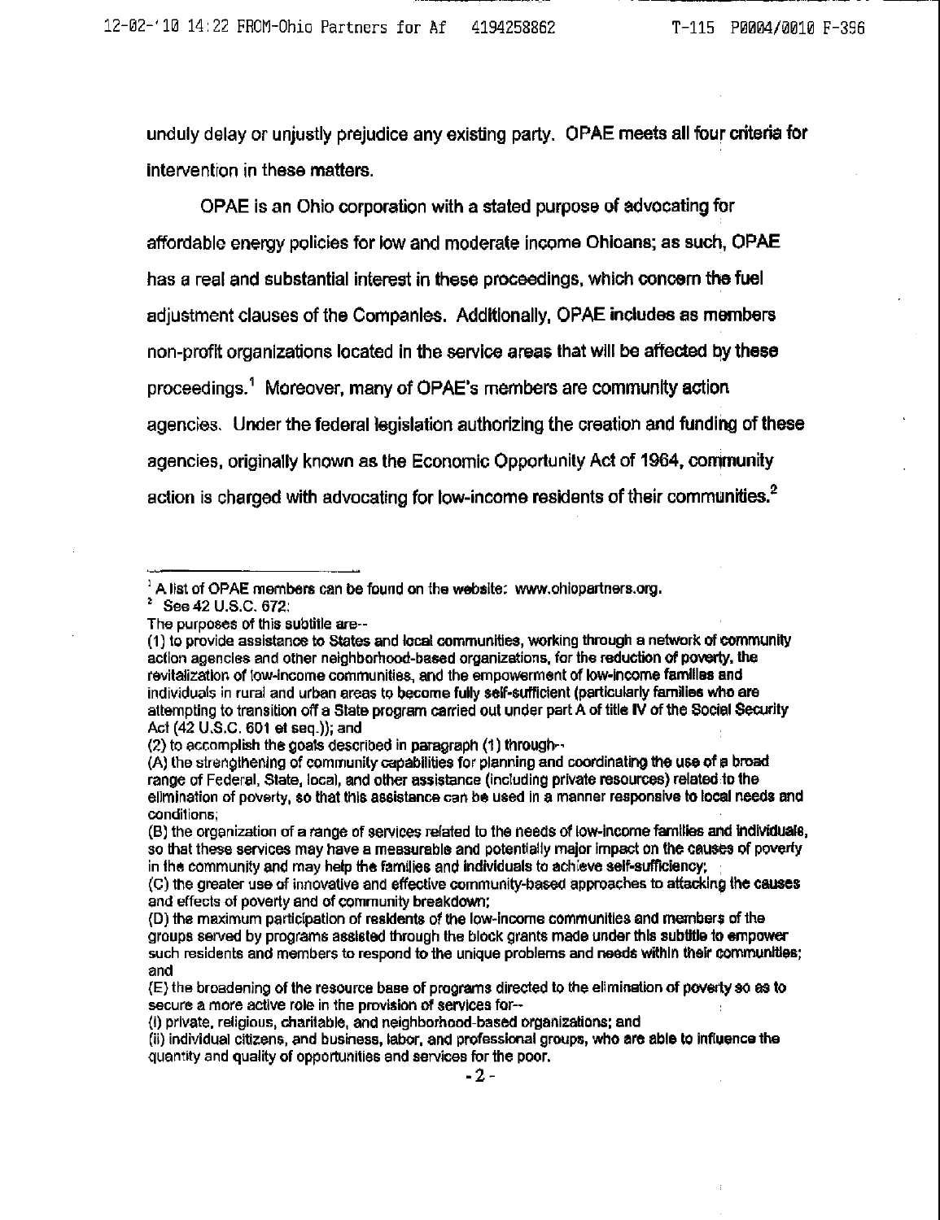unduly delay or unjustly prejudice any existing party. OPAE meets all four criteria for intervention in these matters.

OPAE is an Ohio corporation with a stated purpose of advocating for affordable energy policies for low and moderate income Ohioans; as such, OPAE has a real and substantial interest in these proceedings, which concern the fuel adjustment clauses of the Companies. Additionally, OPAE includes as members non-profit organizations located in the service areas that will be affected by these proceedings.[1] Moreover, many of OPAE's members are community action agencies. Under the federal legislation authorizing the creation and funding of these agencies, originally known as the Economic Opportunity Act of 1964, community action is charged with advocating for low-income residents of their communities.[2]

---

[1] A list of OPAE members can be found on the website: www.ohiopartners.org.

[2] See 42 U.S.C. 672:

The purposes of this subtitle are--

(1) to provide assistance to States and local communities, working through a network of community action agencies and other neighborhood-based organizations, for the reduction of poverty, the revitalization of low-income communities, and the empowerment of low-income families and individuals in rural and urban areas to become fully self-sufficient (particularly families who are attempting to transition off a State program carried out under part A of title IV of the Social Security Act (42 U.S.C. 601 et seq.)); and

(2) to accomplish the goals described in paragraph (1) through--

(A) the strengthening of community capabilities for planning and coordinating the use of a broad range of Federal, State, local, and other assistance (including private resources) related to the elimination of poverty, so that this assistance can be used in a manner responsive to local needs and conditions;

(B) the organization of a range of services related to the needs of low-income families and individuals, so that these services may have a measurable and potentially major impact on the causes of poverty in the community and may help the families and individuals to achieve self-sufficiency;

(C) the greater use of innovative and effective community-based approaches to attacking the causes and effects of poverty and of community breakdown;

(D) the maximum participation of residents of the low-income communities and members of the groups served by programs assisted through the block grants made under this subtitle to empower such residents and members to respond to the unique problems and needs within their communities; and

(E) the broadening of the resource base of programs directed to the elimination of poverty so as to secure a more active role in the provision of services for--

(i) private, religious, charitable, and neighborhood-based organizations; and

(ii) individual citizens, and business, labor, and professional groups, who are able to influence the quantity and quality of opportunities and services for the poor.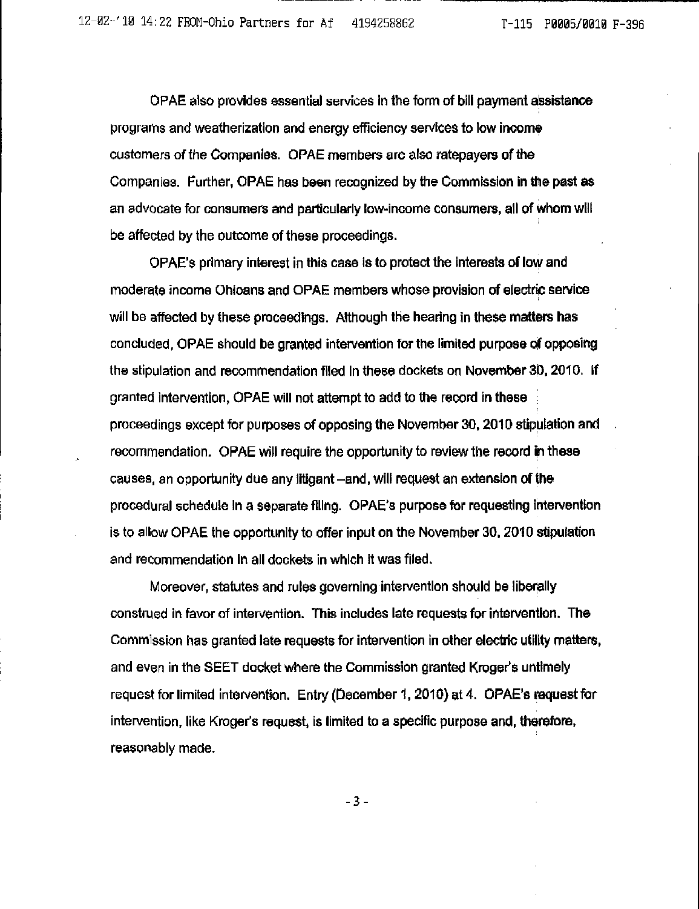OPAE also provides essential services in the form of bill payment assistance programs and weatherization and energy efficiency services to low income customers of the Companies. OPAE members are also ratepayers of the Companies. Further, OPAE has been recognized by the Commission in the past as an advocate for consumers and particularly low-income consumers, all of whom will be affected by the outcome of these proceedings.

OPAE's primary interest in this case is to protect the interests of low and moderate income Ohioans and OPAE members whose provision of electric service will be affected by these proceedings. Although the hearing in these matters has concluded, OPAE should be granted intervention for the limited purpose of opposing the stipulation and recommendation filed in these dockets on November 30, 2010. If granted intervention, OPAE will not attempt to add to the record in these proceedings except for purposes of opposing the November 30, 2010 stipulation and recommendation. OPAE will require the opportunity to review the record in these causes, an opportunity due any litigant –and, will request an extension of the procedural schedule in a separate filing. OPAE's purpose for requesting intervention is to allow OPAE the opportunity to offer input on the November 30, 2010 stipulation and recommendation in all dockets in which it was filed.

Moreover, statutes and rules governing intervention should be liberally construed in favor of intervention. This includes late requests for intervention. The Commission has granted late requests for intervention in other electric utility matters, and even in the SEET docket where the Commission granted Kroger's untimely request for limited intervention. Entry (December 1, 2010) at 4. OPAE's request for intervention, like Kroger's request, is limited to a specific purpose and, therefore, reasonably made.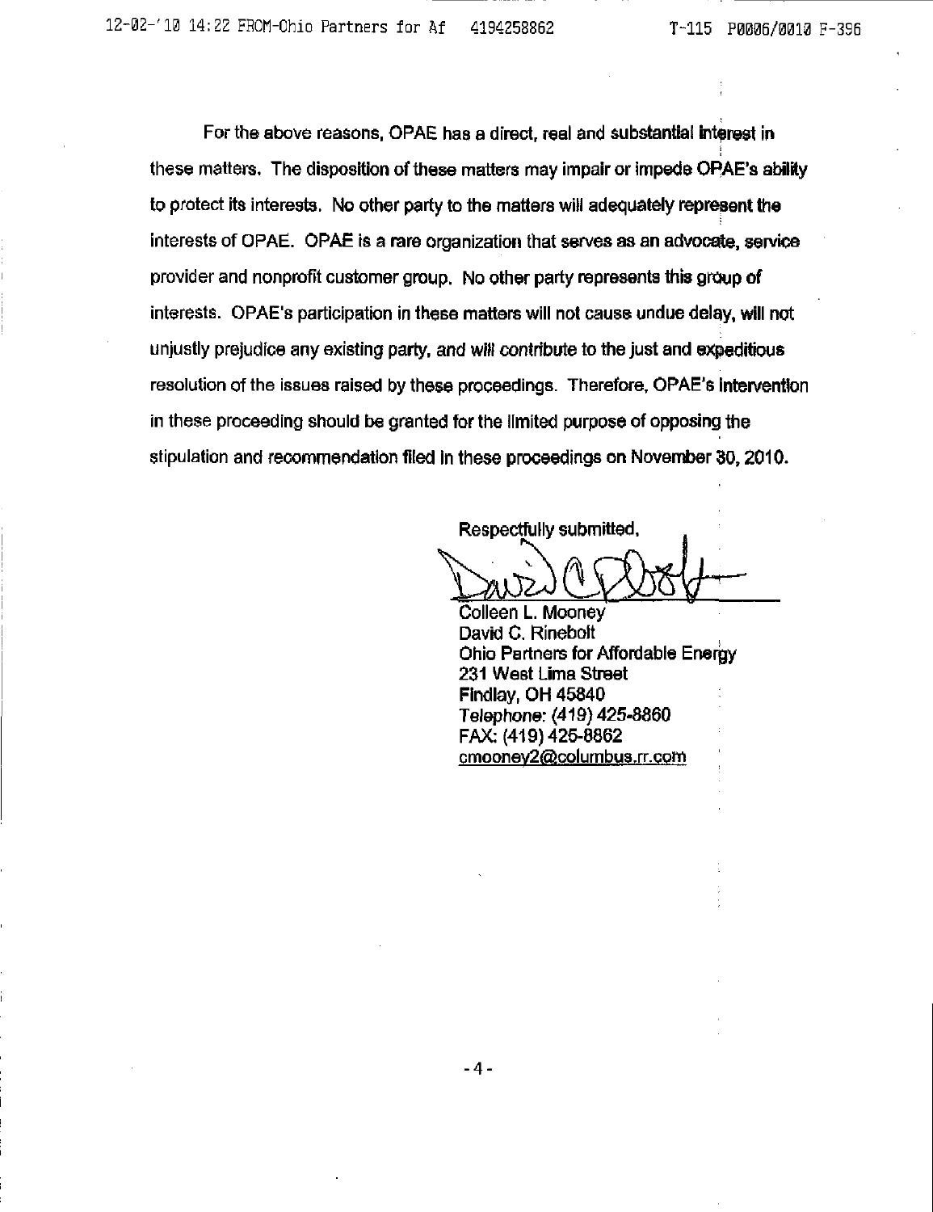For the above reasons, OPAE has a direct, real and substantial interest in these matters. The disposition of these matters may impair or impede OPAE's ability to protect its interests. No other party to the matters will adequately represent the interests of OPAE. OPAE is a rare organization that serves as an advocate, service provider and nonprofit customer group. No other party represents this group of interests. OPAE's participation in these matters will not cause undue delay, will not unjustly prejudice any existing party, and will contribute to the just and expeditious resolution of the issues raised by these proceedings. Therefore, OPAE's intervention in these proceeding should be granted for the limited purpose of opposing the stipulation and recommendation filed in these proceedings on November 30, 2010.

Respectfully submitted,

Colleen L. Mooney
David C. Rinebolt
Ohio Partners for Affordable Energy
231 West Lima Street
Findlay, OH 45840
Telephone: (419) 425-8860
FAX: (419) 425-8862
cmooney2@columbus.rr.com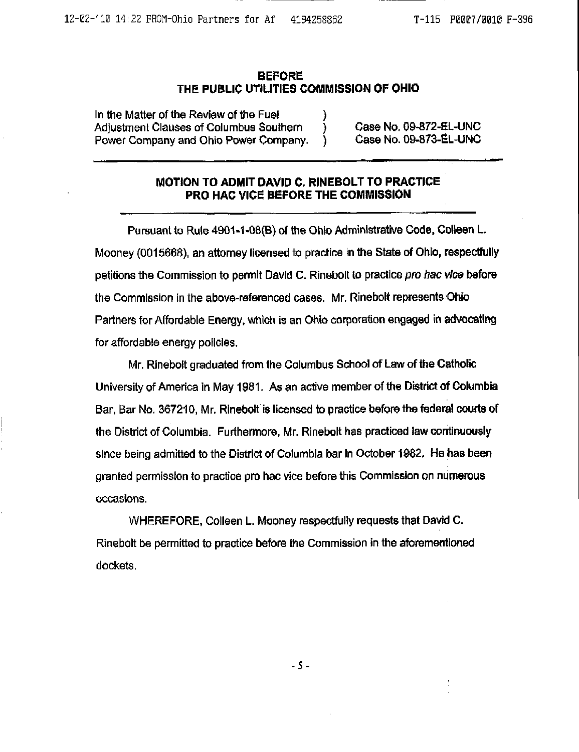## BEFORE
## THE PUBLIC UTILITIES COMMISSION OF OHIO

| | | |
|---|---|---|
| In the Matter of the Review of the Fuel Adjustment Clauses of Columbus Southern Power Company and Ohio Power Company. | ) ) ) | Case No. 09-872-EL-UNC Case No. 09-873-EL-UNC |

### MOTION TO ADMIT DAVID C. RINEBOLT TO PRACTICE PRO HAC VICE BEFORE THE COMMISSION

Pursuant to Rule 4901-1-08(B) of the Ohio Administrative Code, Colleen L. Mooney (0015668), an attorney licensed to practice in the State of Ohio, respectfully petitions the Commission to permit David C. Rinebolt to practice *pro hac vice* before the Commission in the above-referenced cases. Mr. Rinebolt represents Ohio Partners for Affordable Energy, which is an Ohio corporation engaged in advocating for affordable energy policies.

Mr. Rinebolt graduated from the Columbus School of Law of the Catholic University of America in May 1981. As an active member of the District of Columbia Bar, Bar No. 367210, Mr. Rinebolt is licensed to practice before the federal courts of the District of Columbia. Furthermore, Mr. Rinebolt has practiced law continuously since being admitted to the District of Columbia bar in October 1982. He has been granted permission to practice pro hac vice before this Commission on numerous occasions.

WHEREFORE, Colleen L. Mooney respectfully requests that David C. Rinebolt be permitted to practice before the Commission in the aforementioned dockets.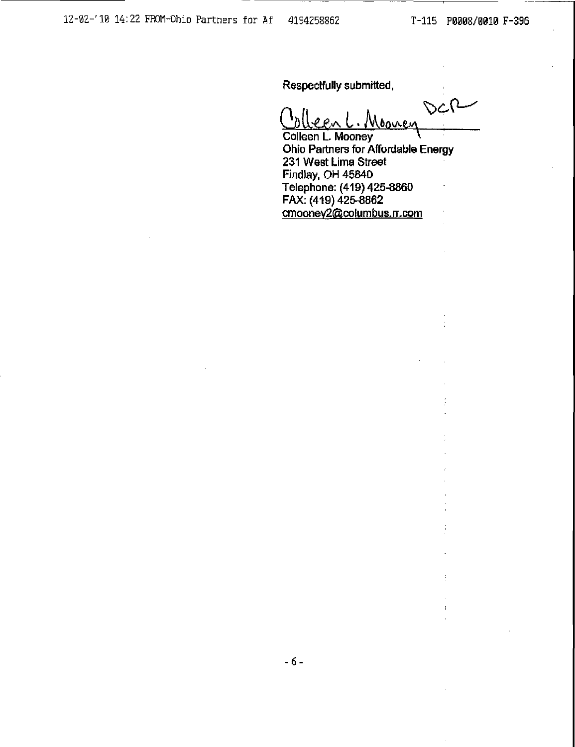Respectfully submitted,

Colleen L. Mooney DCR

Colleen L. Mooney
Ohio Partners for Affordable Energy
231 West Lima Street
Findlay, OH 45840
Telephone: (419) 425-8860
FAX: (419) 425-8862
cmooney2@columbus.rr.com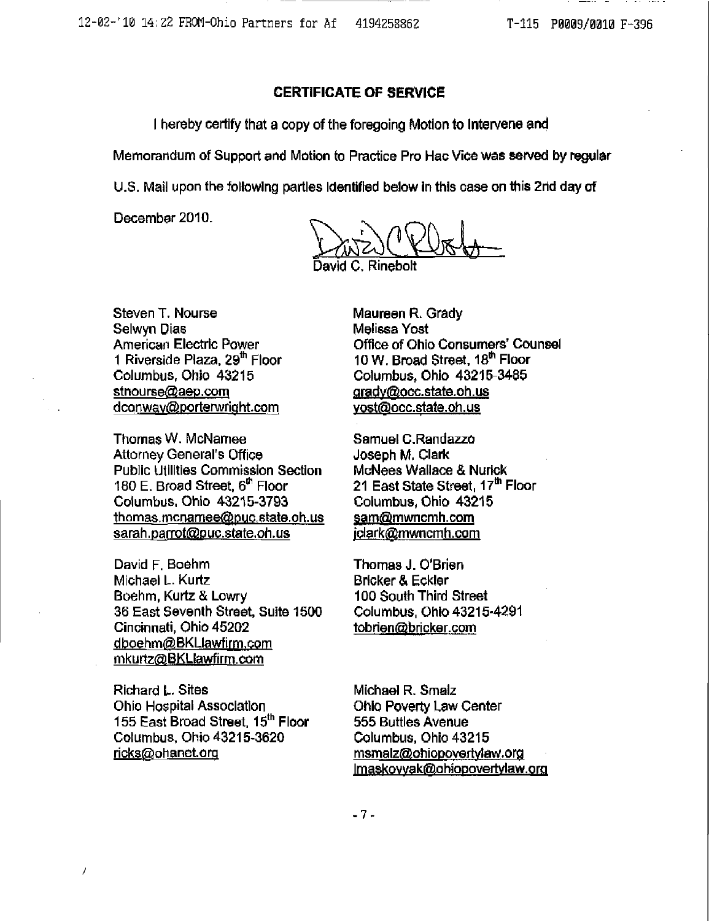## CERTIFICATE OF SERVICE

I hereby certify that a copy of the foregoing Motion to Intervene and Memorandum of Support and Motion to Practice Pro Hac Vice was served by regular U.S. Mail upon the following parties identified below in this case on this 2nd day of December 2010.

David C. Rinebolt

Steven T. Nourse
Selwyn Dias
American Electric Power
1 Riverside Plaza, 29th Floor
Columbus, Ohio 43215
stnourse@aep.com
dconway@porterwright.com

Thomas W. McNamee
Attorney General's Office
Public Utilities Commission Section
180 E. Broad Street, 6th Floor
Columbus, Ohio 43215-3793
thomas.mcnamee@puc.state.oh.us
sarah.parrot@puc.state.oh.us

David F. Boehm
Michael L. Kurtz
Boehm, Kurtz & Lowry
36 East Seventh Street, Suite 1500
Cincinnati, Ohio 45202
dboehm@BKLlawfirm.com
mkurtz@BKLlawfirm.com

Richard L. Sites
Ohio Hospital Association
155 East Broad Street, 15th Floor
Columbus, Ohio 43215-3620
ricks@ohanet.org

Maureen R. Grady
Melissa Yost
Office of Ohio Consumers' Counsel
10 W. Broad Street, 18th Floor
Columbus, Ohio 43215-3485
grady@occ.state.oh.us
yost@occ.state.oh.us

Samuel C.Randazzo
Joseph M. Clark
McNees Wallace & Nurick
21 East State Street, 17th Floor
Columbus, Ohio 43215
sam@mwncmh.com
jclark@mwncmh.com

Thomas J. O'Brien
Bricker & Eckler
100 South Third Street
Columbus, Ohio 43215-4291
tobrien@bricker.com

Michael R. Smalz
Ohio Poverty Law Center
555 Buttles Avenue
Columbus, Ohio 43215
msmalz@ohiopovertylaw.org
lmaskovyak@ohiopovertylaw.org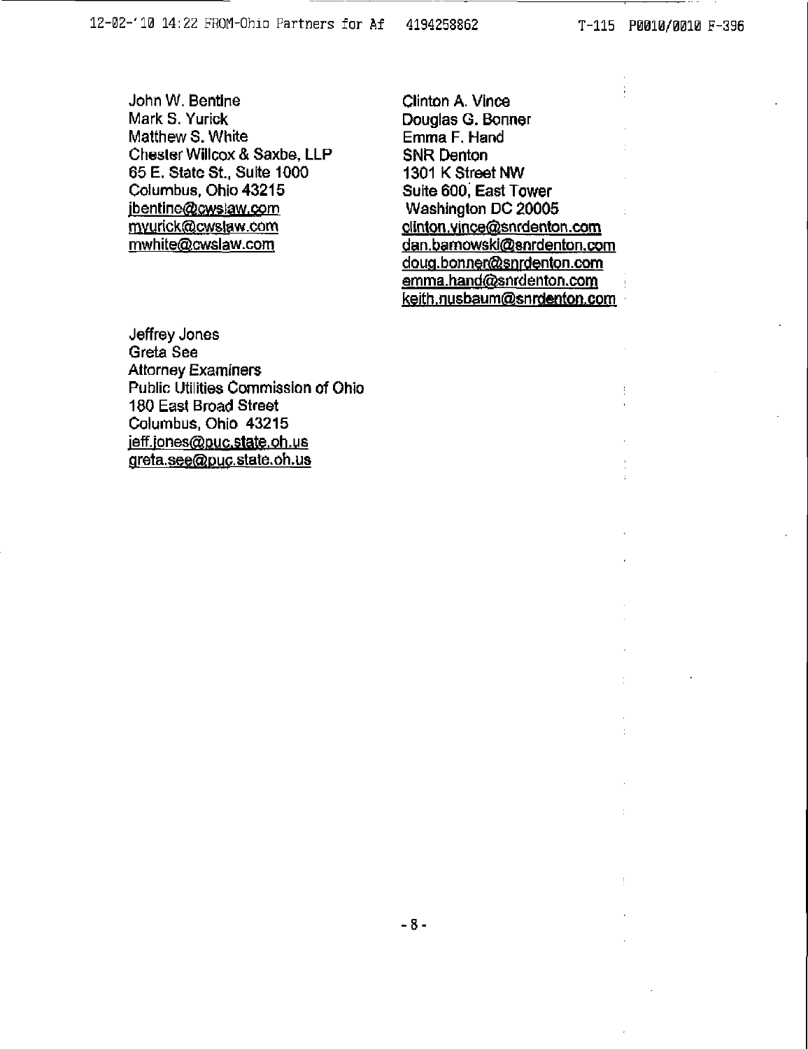John W. Bentine
Mark S. Yurick
Matthew S. White
Chester Willcox & Saxbe, LLP
65 E. State St., Suite 1000
Columbus, Ohio 43215
jbentine@cwslaw.com
myurick@cwslaw.com
mwhite@cwslaw.com

Clinton A. Vince
Douglas G. Bonner
Emma F. Hand
SNR Denton
1301 K Street NW
Suite 600, East Tower
Washington DC 20005
clinton.vince@snrdenton.com
dan.barnowski@snrdenton.com
doug.bonner@snrdenton.com
emma.hand@snrdenton.com
keith.nusbaum@snrdenton.com

Jeffrey Jones
Greta See
Attorney Examiners
Public Utilities Commission of Ohio
180 East Broad Street
Columbus, Ohio 43215
jeff.jones@puc.state.oh.us
greta.see@puc.state.oh.us